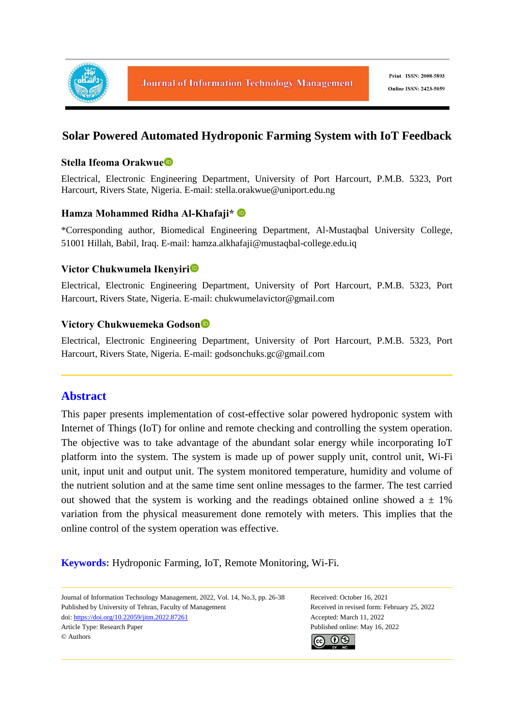# Solar Powered Automated Hydroponic Farming System with IoT Feedback

**Stella Ifeoma Orakwue**

Electrical, Electronic Engineering Department, University of Port Harcourt, P.M.B. 5323, Port Harcourt, Rivers State, Nigeria. E-mail: stella.orakwue@uniport.edu.ng

**Hamza Mohammed Ridha Al-Khafaji***

*Corresponding author, Biomedical Engineering Department, Al-Mustaqbal University College, 51001 Hillah, Babil, Iraq. E-mail: hamza.alkhafaji@mustaqbal-college.edu.iq

**Victor Chukwumela Ikenyiri**

Electrical, Electronic Engineering Department, University of Port Harcourt, P.M.B. 5323, Port Harcourt, Rivers State, Nigeria. E-mail: chukwumelavictor@gmail.com

**Victory Chukwuemeka Godson**

Electrical, Electronic Engineering Department, University of Port Harcourt, P.M.B. 5323, Port Harcourt, Rivers State, Nigeria. E-mail: godsonchuks.gc@gmail.com

## Abstract

This paper presents implementation of cost-effective solar powered hydroponic system with Internet of Things (IoT) for online and remote checking and controlling the system operation. The objective was to take advantage of the abundant solar energy while incorporating IoT platform into the system. The system is made up of power supply unit, control unit, Wi-Fi unit, input unit and output unit. The system monitored temperature, humidity and volume of the nutrient solution and at the same time sent online messages to the farmer. The test carried out showed that the system is working and the readings obtained online showed a $\pm$ 1% variation from the physical measurement done remotely with meters. This implies that the online control of the system operation was effective.

**Keywords:** Hydroponic Farming, IoT, Remote Monitoring, Wi-Fi.

Journal of Information Technology Management, 2022, Vol. 14, No.3, pp. 26-38
Published by University of Tehran, Faculty of Management
doi: https://doi.org/10.22059/jitm.2022.87261
Article Type: Research Paper
© Authors

Received: October 16, 2021
Received in revised form: February 25, 2022
Accepted: March 11, 2022
Published online: May 16, 2022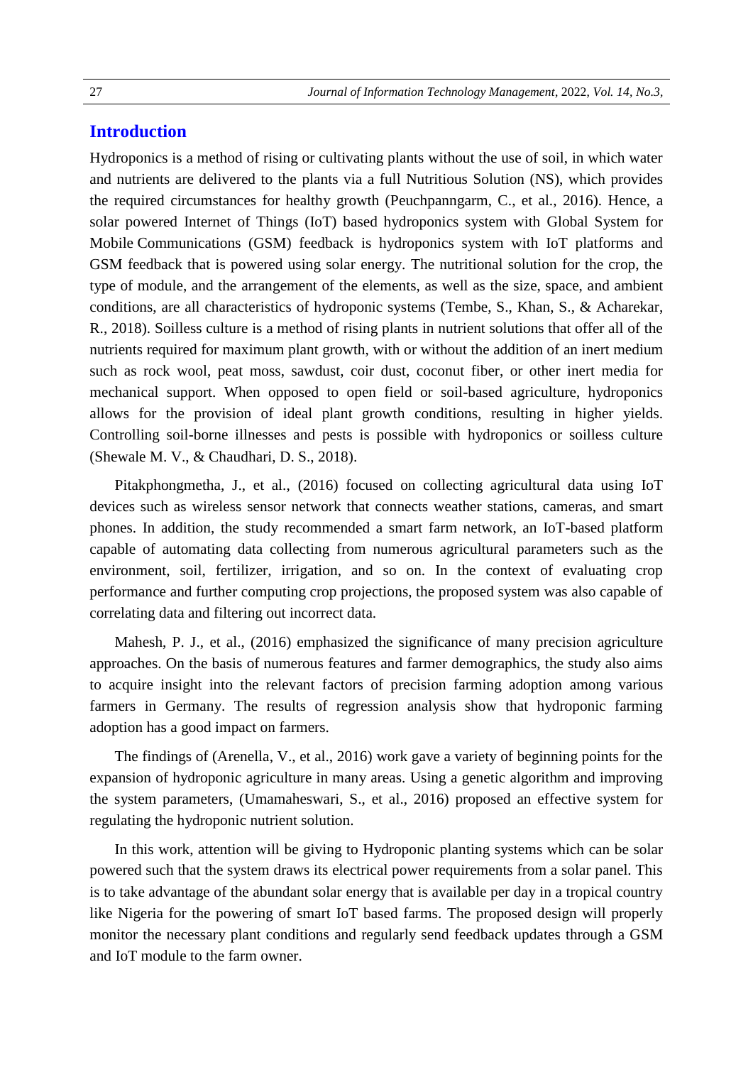## Introduction

Hydroponics is a method of rising or cultivating plants without the use of soil, in which water and nutrients are delivered to the plants via a full Nutritious Solution (NS), which provides the required circumstances for healthy growth (Peuchpanngarm, C., et al., 2016). Hence, a solar powered Internet of Things (IoT) based hydroponics system with Global System for Mobile Communications (GSM) feedback is hydroponics system with IoT platforms and GSM feedback that is powered using solar energy. The nutritional solution for the crop, the type of module, and the arrangement of the elements, as well as the size, space, and ambient conditions, are all characteristics of hydroponic systems (Tembe, S., Khan, S., & Acharekar, R., 2018). Soilless culture is a method of rising plants in nutrient solutions that offer all of the nutrients required for maximum plant growth, with or without the addition of an inert medium such as rock wool, peat moss, sawdust, coir dust, coconut fiber, or other inert media for mechanical support. When opposed to open field or soil-based agriculture, hydroponics allows for the provision of ideal plant growth conditions, resulting in higher yields. Controlling soil-borne illnesses and pests is possible with hydroponics or soilless culture (Shewale M. V., & Chaudhari, D. S., 2018).

Pitakphongmetha, J., et al., (2016) focused on collecting agricultural data using IoT devices such as wireless sensor network that connects weather stations, cameras, and smart phones. In addition, the study recommended a smart farm network, an IoT-based platform capable of automating data collecting from numerous agricultural parameters such as the environment, soil, fertilizer, irrigation, and so on. In the context of evaluating crop performance and further computing crop projections, the proposed system was also capable of correlating data and filtering out incorrect data.

Mahesh, P. J., et al., (2016) emphasized the significance of many precision agriculture approaches. On the basis of numerous features and farmer demographics, the study also aims to acquire insight into the relevant factors of precision farming adoption among various farmers in Germany. The results of regression analysis show that hydroponic farming adoption has a good impact on farmers.

The findings of (Arenella, V., et al., 2016) work gave a variety of beginning points for the expansion of hydroponic agriculture in many areas. Using a genetic algorithm and improving the system parameters, (Umamaheswari, S., et al., 2016) proposed an effective system for regulating the hydroponic nutrient solution.

In this work, attention will be giving to Hydroponic planting systems which can be solar powered such that the system draws its electrical power requirements from a solar panel. This is to take advantage of the abundant solar energy that is available per day in a tropical country like Nigeria for the powering of smart IoT based farms. The proposed design will properly monitor the necessary plant conditions and regularly send feedback updates through a GSM and IoT module to the farm owner.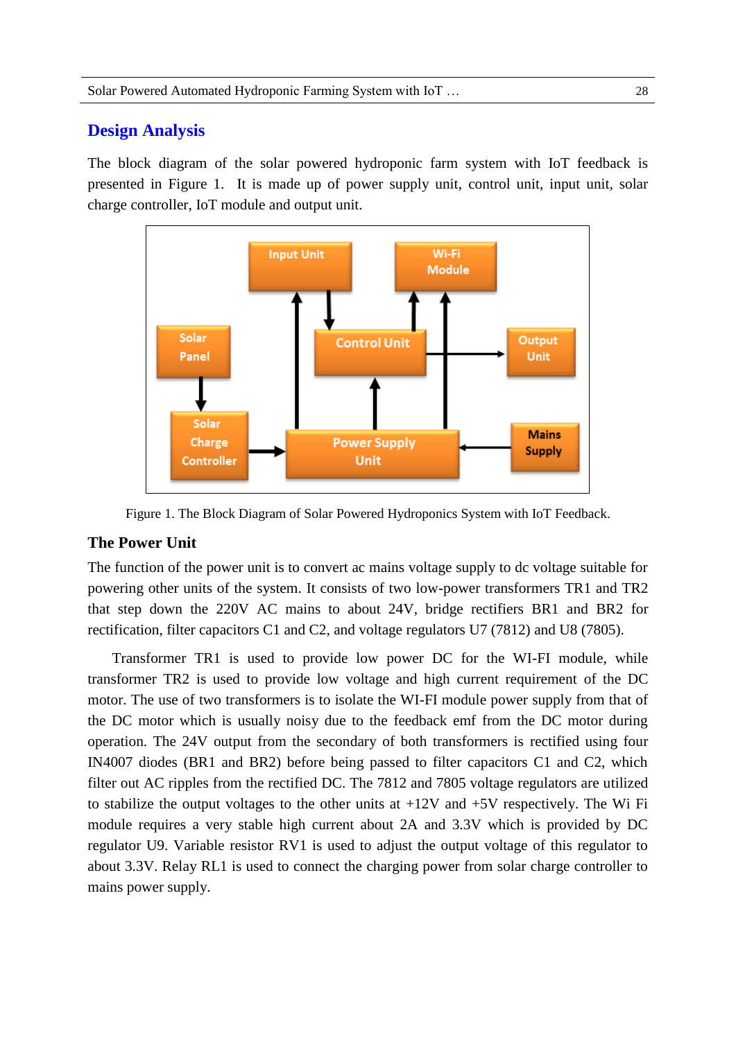## Design Analysis

The block diagram of the solar powered hydroponic farm system with IoT feedback is presented in Figure 1. It is made up of power supply unit, control unit, input unit, solar charge controller, IoT module and output unit.

Figure 1. The Block Diagram of Solar Powered Hydroponics System with IoT Feedback.

### The Power Unit

The function of the power unit is to convert ac mains voltage supply to dc voltage suitable for powering other units of the system. It consists of two low-power transformers TR1 and TR2 that step down the 220V AC mains to about 24V, bridge rectifiers BR1 and BR2 for rectification, filter capacitors C1 and C2, and voltage regulators U7 (7812) and U8 (7805).

Transformer TR1 is used to provide low power DC for the WI-FI module, while transformer TR2 is used to provide low voltage and high current requirement of the DC motor. The use of two transformers is to isolate the WI-FI module power supply from that of the DC motor which is usually noisy due to the feedback emf from the DC motor during operation. The 24V output from the secondary of both transformers is rectified using four IN4007 diodes (BR1 and BR2) before being passed to filter capacitors C1 and C2, which filter out AC ripples from the rectified DC. The 7812 and 7805 voltage regulators are utilized to stabilize the output voltages to the other units at +12V and +5V respectively. The Wi Fi module requires a very stable high current about 2A and 3.3V which is provided by DC regulator U9. Variable resistor RV1 is used to adjust the output voltage of this regulator to about 3.3V. Relay RL1 is used to connect the charging power from solar charge controller to mains power supply.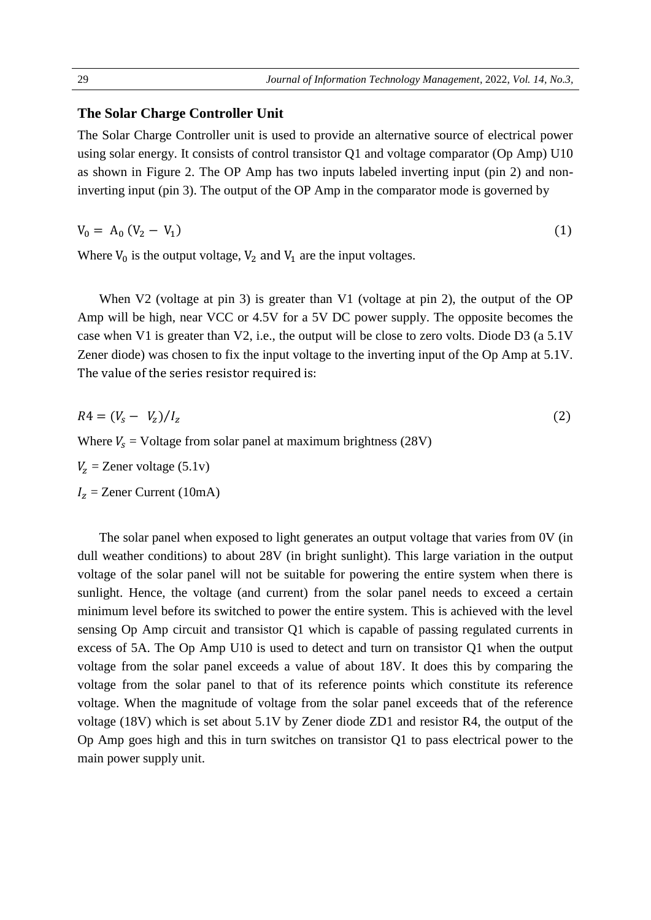### The Solar Charge Controller Unit

The Solar Charge Controller unit is used to provide an alternative source of electrical power using solar energy. It consists of control transistor Q1 and voltage comparator (Op Amp) U10 as shown in Figure 2. The OP Amp has two inputs labeled inverting input (pin 2) and non-inverting input (pin 3). The output of the OP Amp in the comparator mode is governed by

$$V_0 = A_0 (V_2 - V_1) \tag{1}$$

Where $V_0$ is the output voltage, $V_2$ and $V_1$ are the input voltages.

When V2 (voltage at pin 3) is greater than V1 (voltage at pin 2), the output of the OP Amp will be high, near VCC or 4.5V for a 5V DC power supply. The opposite becomes the case when V1 is greater than V2, i.e., the output will be close to zero volts. Diode D3 (a 5.1V Zener diode) was chosen to fix the input voltage to the inverting input of the Op Amp at 5.1V. The value of the series resistor required is:

$$R4 = (V_s - V_z)/I_z \tag{2}$$

Where $V_s$ = Voltage from solar panel at maximum brightness (28V)

$V_z$ = Zener voltage (5.1v)

$I_z$ = Zener Current (10mA)

The solar panel when exposed to light generates an output voltage that varies from 0V (in dull weather conditions) to about 28V (in bright sunlight). This large variation in the output voltage of the solar panel will not be suitable for powering the entire system when there is sunlight. Hence, the voltage (and current) from the solar panel needs to exceed a certain minimum level before its switched to power the entire system. This is achieved with the level sensing Op Amp circuit and transistor Q1 which is capable of passing regulated currents in excess of 5A. The Op Amp U10 is used to detect and turn on transistor Q1 when the output voltage from the solar panel exceeds a value of about 18V. It does this by comparing the voltage from the solar panel to that of its reference points which constitute its reference voltage. When the magnitude of voltage from the solar panel exceeds that of the reference voltage (18V) which is set about 5.1V by Zener diode ZD1 and resistor R4, the output of the Op Amp goes high and this in turn switches on transistor Q1 to pass electrical power to the main power supply unit.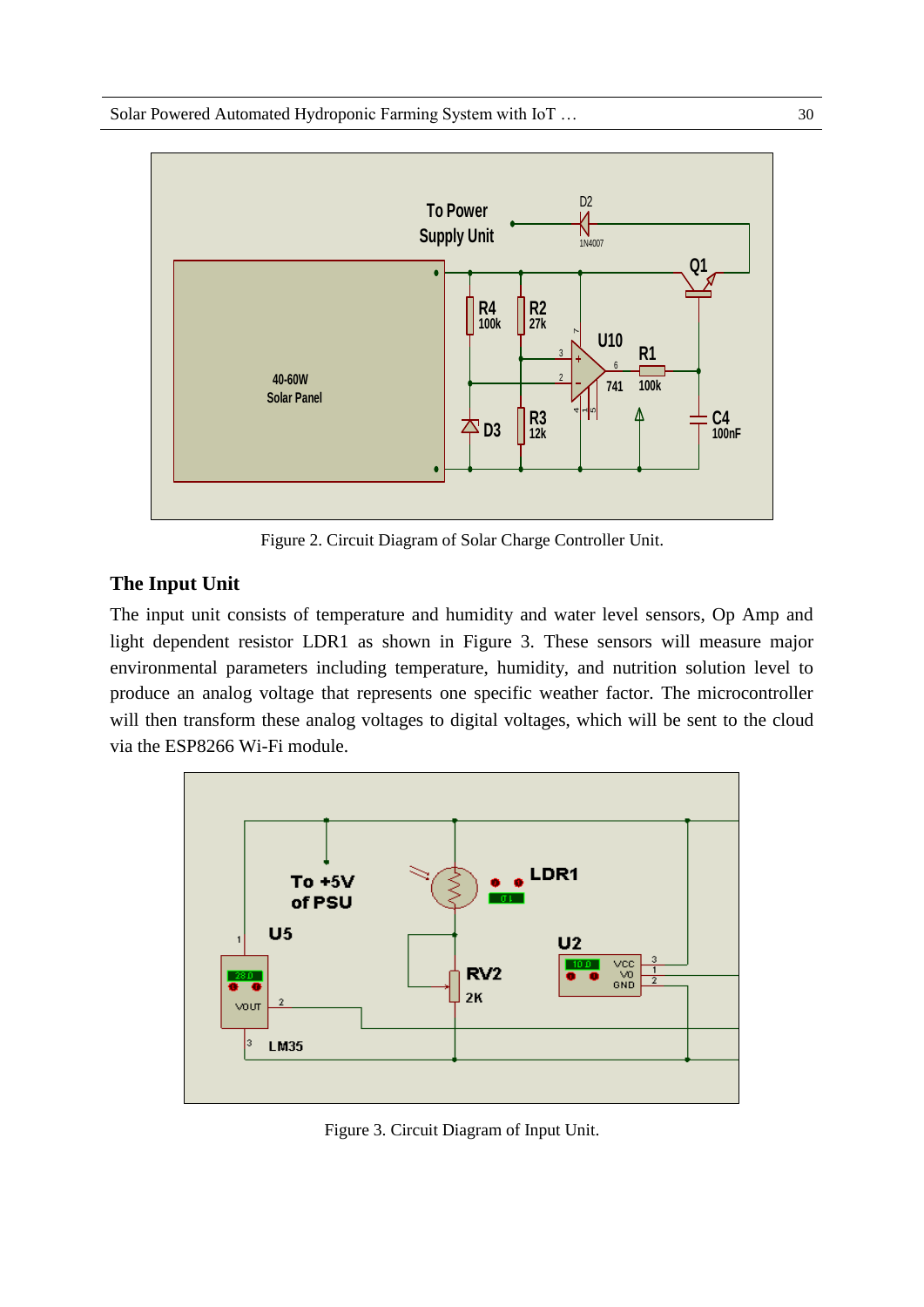Figure 2. Circuit Diagram of Solar Charge Controller Unit.

## The Input Unit

The input unit consists of temperature and humidity and water level sensors, Op Amp and light dependent resistor LDR1 as shown in Figure 3. These sensors will measure major environmental parameters including temperature, humidity, and nutrition solution level to produce an analog voltage that represents one specific weather factor. The microcontroller will then transform these analog voltages to digital voltages, which will be sent to the cloud via the ESP8266 Wi-Fi module.

Figure 3. Circuit Diagram of Input Unit.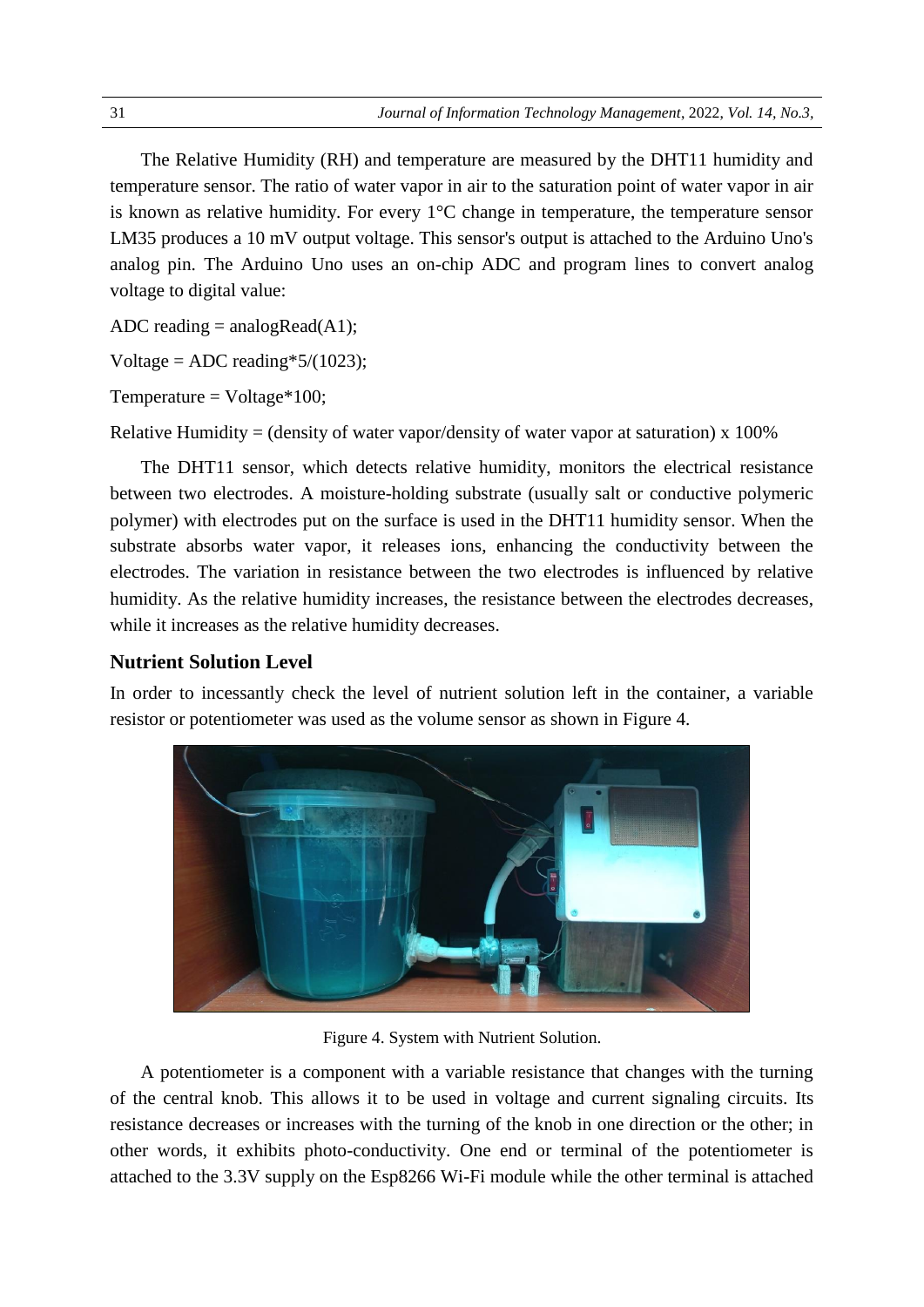The Relative Humidity (RH) and temperature are measured by the DHT11 humidity and temperature sensor. The ratio of water vapor in air to the saturation point of water vapor in air is known as relative humidity. For every 1°C change in temperature, the temperature sensor LM35 produces a 10 mV output voltage. This sensor's output is attached to the Arduino Uno's analog pin. The Arduino Uno uses an on-chip ADC and program lines to convert analog voltage to digital value:

ADC reading = analogRead(A1);

Voltage = ADC reading*5/(1023);

Temperature = Voltage*100;

Relative Humidity = (density of water vapor/density of water vapor at saturation) x 100%

The DHT11 sensor, which detects relative humidity, monitors the electrical resistance between two electrodes. A moisture-holding substrate (usually salt or conductive polymeric polymer) with electrodes put on the surface is used in the DHT11 humidity sensor. When the substrate absorbs water vapor, it releases ions, enhancing the conductivity between the electrodes. The variation in resistance between the two electrodes is influenced by relative humidity. As the relative humidity increases, the resistance between the electrodes decreases, while it increases as the relative humidity decreases.

## Nutrient Solution Level

In order to incessantly check the level of nutrient solution left in the container, a variable resistor or potentiometer was used as the volume sensor as shown in Figure 4.

Figure 4. System with Nutrient Solution.

A potentiometer is a component with a variable resistance that changes with the turning of the central knob. This allows it to be used in voltage and current signaling circuits. Its resistance decreases or increases with the turning of the knob in one direction or the other; in other words, it exhibits photo-conductivity. One end or terminal of the potentiometer is attached to the 3.3V supply on the Esp8266 Wi-Fi module while the other terminal is attached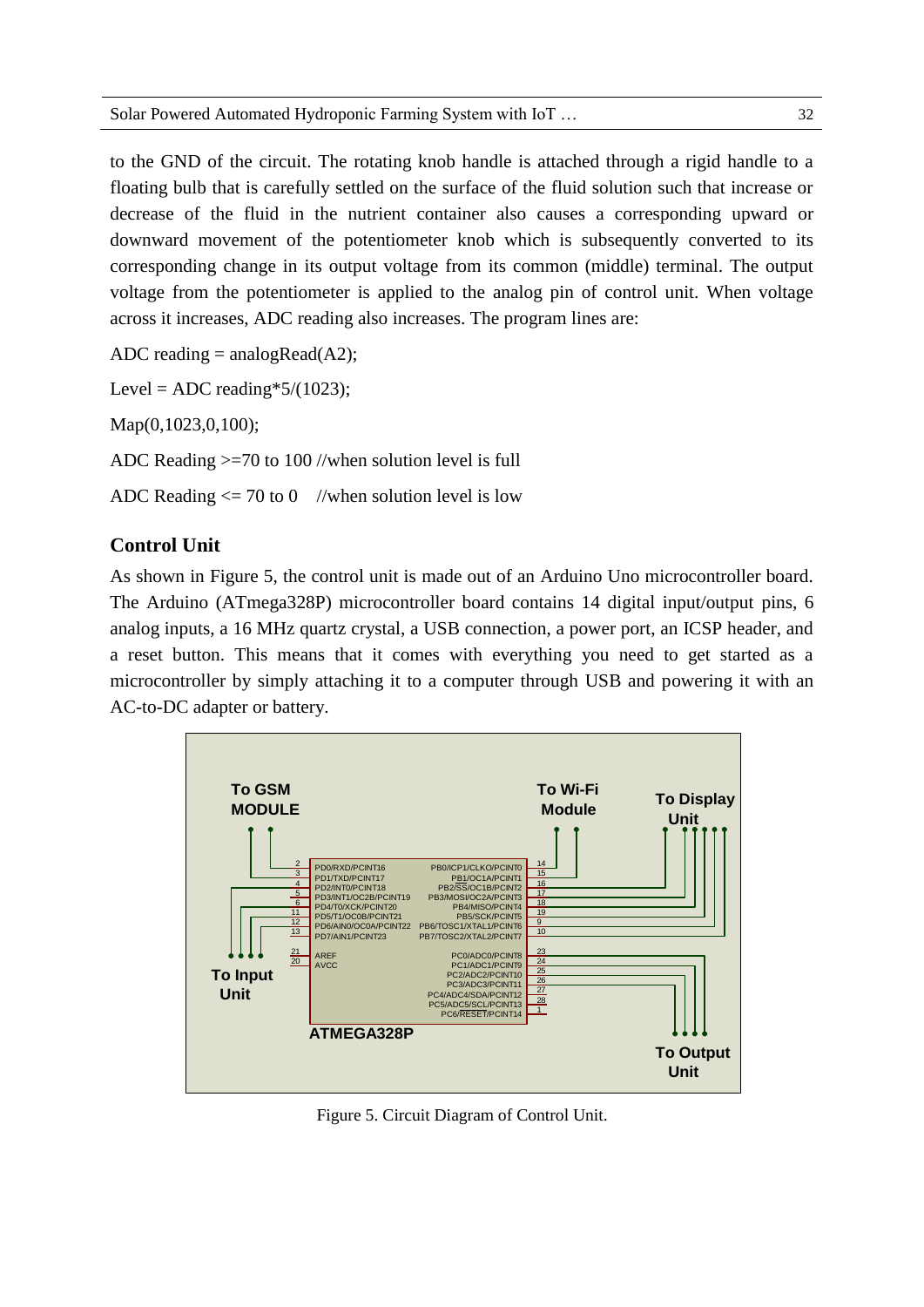to the GND of the circuit. The rotating knob handle is attached through a rigid handle to a floating bulb that is carefully settled on the surface of the fluid solution such that increase or decrease of the fluid in the nutrient container also causes a corresponding upward or downward movement of the potentiometer knob which is subsequently converted to its corresponding change in its output voltage from its common (middle) terminal. The output voltage from the potentiometer is applied to the analog pin of control unit. When voltage across it increases, ADC reading also increases. The program lines are:

ADC reading = analogRead(A2);

Level = ADC reading*5/(1023);

Map(0,1023,0,100);

ADC Reading >=70 to 100 //when solution level is full

ADC Reading <= 70 to 0 //when solution level is low

## Control Unit

As shown in Figure 5, the control unit is made out of an Arduino Uno microcontroller board. The Arduino (ATmega328P) microcontroller board contains 14 digital input/output pins, 6 analog inputs, a 16 MHz quartz crystal, a USB connection, a power port, an ICSP header, and a reset button. This means that it comes with everything you need to get started as a microcontroller by simply attaching it to a computer through USB and powering it with an AC-to-DC adapter or battery.

Figure 5. Circuit Diagram of Control Unit.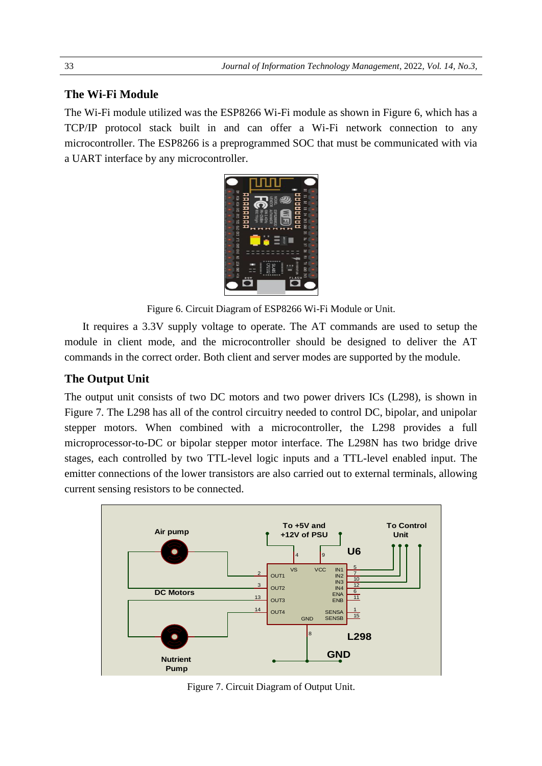## The Wi-Fi Module

The Wi-Fi module utilized was the ESP8266 Wi-Fi module as shown in Figure 6, which has a TCP/IP protocol stack built in and can offer a Wi-Fi network connection to any microcontroller. The ESP8266 is a preprogrammed SOC that must be communicated with via a UART interface by any microcontroller.

Figure 6. Circuit Diagram of ESP8266 Wi-Fi Module or Unit.

It requires a 3.3V supply voltage to operate. The AT commands are used to setup the module in client mode, and the microcontroller should be designed to deliver the AT commands in the correct order. Both client and server modes are supported by the module.

## The Output Unit

The output unit consists of two DC motors and two power drivers ICs (L298), is shown in Figure 7. The L298 has all of the control circuitry needed to control DC, bipolar, and unipolar stepper motors. When combined with a microcontroller, the L298 provides a full microprocessor-to-DC or bipolar stepper motor interface. The L298N has two bridge drive stages, each controlled by two TTL-level logic inputs and a TTL-level enabled input. The emitter connections of the lower transistors are also carried out to external terminals, allowing current sensing resistors to be connected.

Figure 7. Circuit Diagram of Output Unit.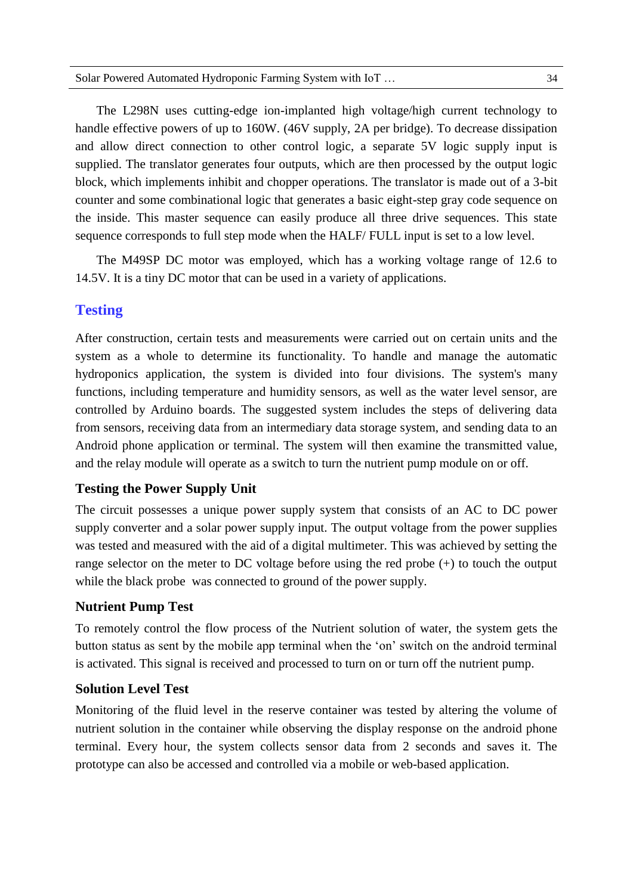The L298N uses cutting-edge ion-implanted high voltage/high current technology to handle effective powers of up to 160W. (46V supply, 2A per bridge). To decrease dissipation and allow direct connection to other control logic, a separate 5V logic supply input is supplied. The translator generates four outputs, which are then processed by the output logic block, which implements inhibit and chopper operations. The translator is made out of a 3-bit counter and some combinational logic that generates a basic eight-step gray code sequence on the inside. This master sequence can easily produce all three drive sequences. This state sequence corresponds to full step mode when the HALF/ FULL input is set to a low level.

The M49SP DC motor was employed, which has a working voltage range of 12.6 to 14.5V. It is a tiny DC motor that can be used in a variety of applications.

## Testing

After construction, certain tests and measurements were carried out on certain units and the system as a whole to determine its functionality. To handle and manage the automatic hydroponics application, the system is divided into four divisions. The system's many functions, including temperature and humidity sensors, as well as the water level sensor, are controlled by Arduino boards. The suggested system includes the steps of delivering data from sensors, receiving data from an intermediary data storage system, and sending data to an Android phone application or terminal. The system will then examine the transmitted value, and the relay module will operate as a switch to turn the nutrient pump module on or off.

### Testing the Power Supply Unit

The circuit possesses a unique power supply system that consists of an AC to DC power supply converter and a solar power supply input. The output voltage from the power supplies was tested and measured with the aid of a digital multimeter. This was achieved by setting the range selector on the meter to DC voltage before using the red probe (+) to touch the output while the black probe was connected to ground of the power supply.

### Nutrient Pump Test

To remotely control the flow process of the Nutrient solution of water, the system gets the button status as sent by the mobile app terminal when the 'on' switch on the android terminal is activated. This signal is received and processed to turn on or turn off the nutrient pump.

### Solution Level Test

Monitoring of the fluid level in the reserve container was tested by altering the volume of nutrient solution in the container while observing the display response on the android phone terminal. Every hour, the system collects sensor data from 2 seconds and saves it. The prototype can also be accessed and controlled via a mobile or web-based application.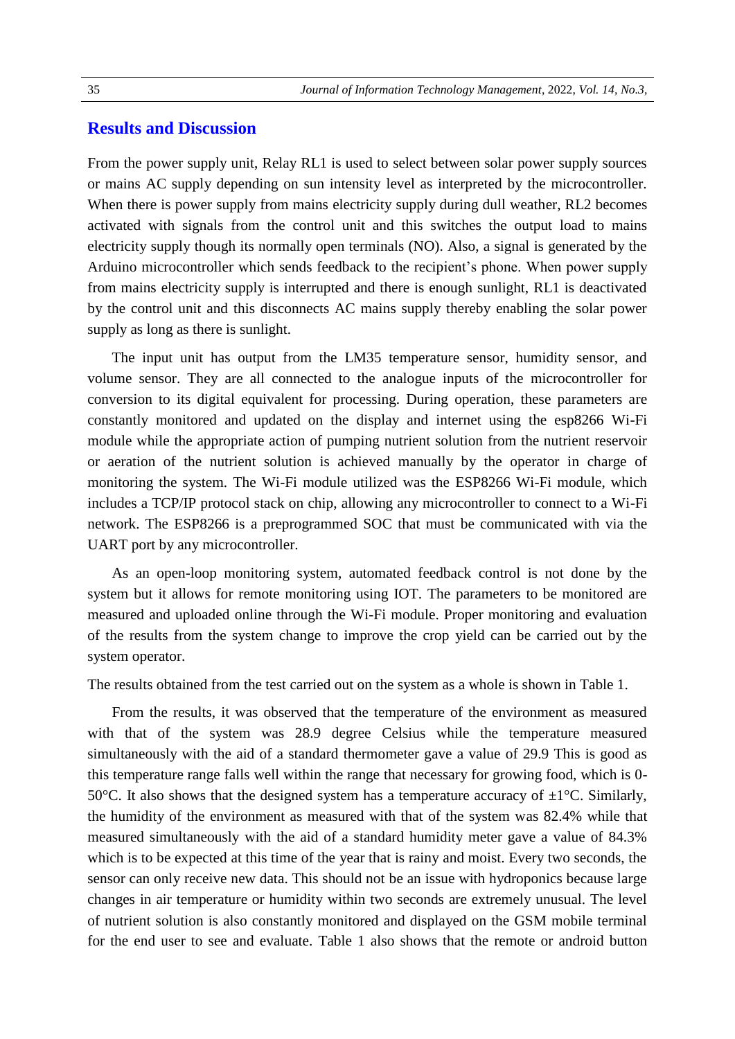## Results and Discussion

From the power supply unit, Relay RL1 is used to select between solar power supply sources or mains AC supply depending on sun intensity level as interpreted by the microcontroller. When there is power supply from mains electricity supply during dull weather, RL2 becomes activated with signals from the control unit and this switches the output load to mains electricity supply though its normally open terminals (NO). Also, a signal is generated by the Arduino microcontroller which sends feedback to the recipient's phone. When power supply from mains electricity supply is interrupted and there is enough sunlight, RL1 is deactivated by the control unit and this disconnects AC mains supply thereby enabling the solar power supply as long as there is sunlight.

The input unit has output from the LM35 temperature sensor, humidity sensor, and volume sensor. They are all connected to the analogue inputs of the microcontroller for conversion to its digital equivalent for processing. During operation, these parameters are constantly monitored and updated on the display and internet using the esp8266 Wi-Fi module while the appropriate action of pumping nutrient solution from the nutrient reservoir or aeration of the nutrient solution is achieved manually by the operator in charge of monitoring the system. The Wi-Fi module utilized was the ESP8266 Wi-Fi module, which includes a TCP/IP protocol stack on chip, allowing any microcontroller to connect to a Wi-Fi network. The ESP8266 is a preprogrammed SOC that must be communicated with via the UART port by any microcontroller.

As an open-loop monitoring system, automated feedback control is not done by the system but it allows for remote monitoring using IOT. The parameters to be monitored are measured and uploaded online through the Wi-Fi module. Proper monitoring and evaluation of the results from the system change to improve the crop yield can be carried out by the system operator.

The results obtained from the test carried out on the system as a whole is shown in Table 1.

From the results, it was observed that the temperature of the environment as measured with that of the system was 28.9 degree Celsius while the temperature measured simultaneously with the aid of a standard thermometer gave a value of 29.9 This is good as this temperature range falls well within the range that necessary for growing food, which is 0-50°C. It also shows that the designed system has a temperature accuracy of ±1°C. Similarly, the humidity of the environment as measured with that of the system was 82.4% while that measured simultaneously with the aid of a standard humidity meter gave a value of 84.3% which is to be expected at this time of the year that is rainy and moist. Every two seconds, the sensor can only receive new data. This should not be an issue with hydroponics because large changes in air temperature or humidity within two seconds are extremely unusual. The level of nutrient solution is also constantly monitored and displayed on the GSM mobile terminal for the end user to see and evaluate. Table 1 also shows that the remote or android button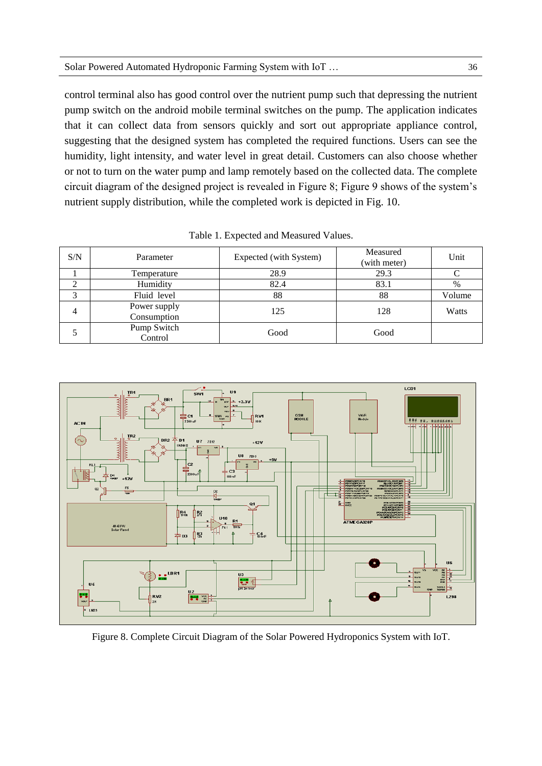control terminal also has good control over the nutrient pump such that depressing the nutrient pump switch on the android mobile terminal switches on the pump. The application indicates that it can collect data from sensors quickly and sort out appropriate appliance control, suggesting that the designed system has completed the required functions. Users can see the humidity, light intensity, and water level in great detail. Customers can also choose whether or not to turn on the water pump and lamp remotely based on the collected data. The complete circuit diagram of the designed project is revealed in Figure 8; Figure 9 shows of the system's nutrient supply distribution, while the completed work is depicted in Fig. 10.

Table 1. Expected and Measured Values.

| S/N | Parameter | Expected (with System) | Measured (with meter) | Unit |
|---|---|---|---|---|
| 1 | Temperature | 28.9 | 29.3 | C |
| 2 | Humidity | 82.4 | 83.1 | % |
| 3 | Fluid level | 88 | 88 | Volume |
| 4 | Power supply Consumption | 125 | 128 | Watts |
| 5 | Pump Switch Control | Good | Good | |

Figure 8. Complete Circuit Diagram of the Solar Powered Hydroponics System with IoT.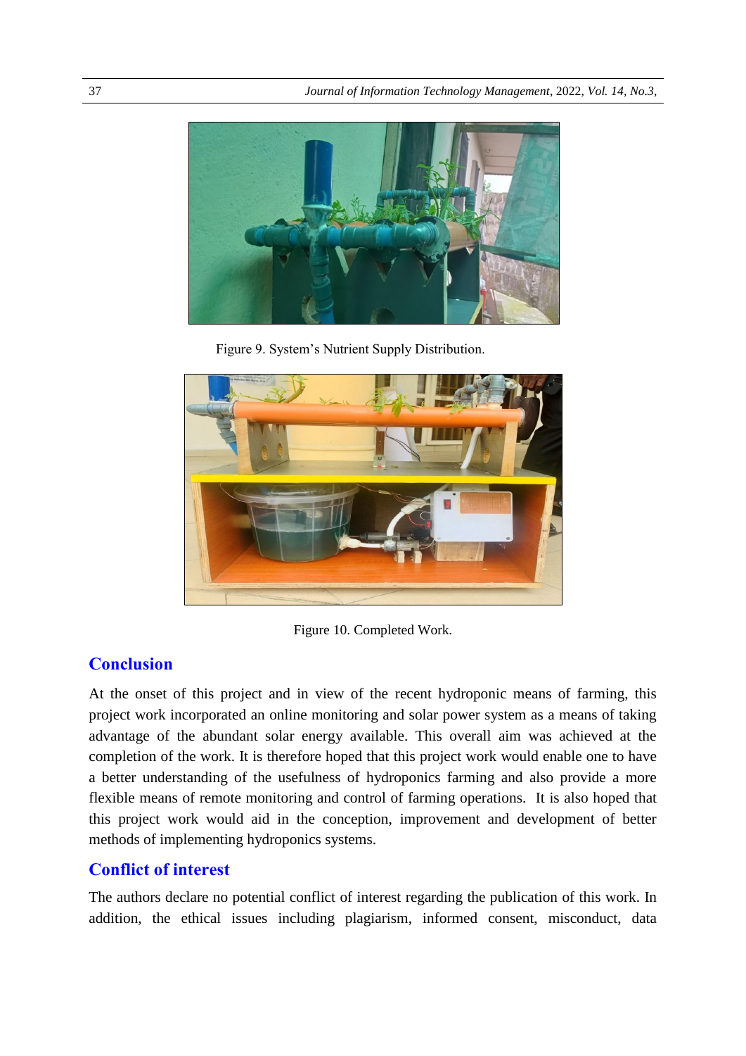Figure 9. System's Nutrient Supply Distribution.

Figure 10. Completed Work.

## Conclusion

At the onset of this project and in view of the recent hydroponic means of farming, this project work incorporated an online monitoring and solar power system as a means of taking advantage of the abundant solar energy available. This overall aim was achieved at the completion of the work. It is therefore hoped that this project work would enable one to have a better understanding of the usefulness of hydroponics farming and also provide a more flexible means of remote monitoring and control of farming operations. It is also hoped that this project work would aid in the conception, improvement and development of better methods of implementing hydroponics systems.

## Conflict of interest

The authors declare no potential conflict of interest regarding the publication of this work. In addition, the ethical issues including plagiarism, informed consent, misconduct, data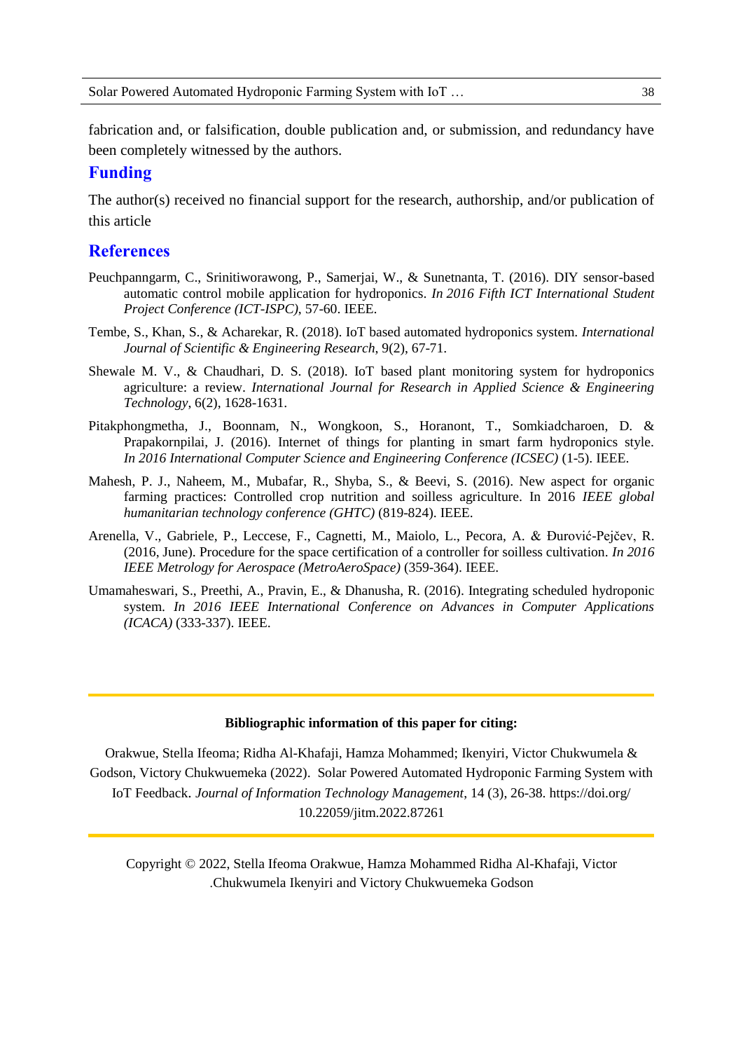fabrication and, or falsification, double publication and, or submission, and redundancy have been completely witnessed by the authors.

## Funding

The author(s) received no financial support for the research, authorship, and/or publication of this article

## References

Peuchpanngarm, C., Srinitiworawong, P., Samerjai, W., & Sunetnanta, T. (2016). DIY sensor-based automatic control mobile application for hydroponics. *In 2016 Fifth ICT International Student Project Conference (ICT-ISPC)*, 57-60. IEEE.

Tembe, S., Khan, S., & Acharekar, R. (2018). IoT based automated hydroponics system. *International Journal of Scientific & Engineering Research*, 9(2), 67-71.

Shewale M. V., & Chaudhari, D. S. (2018). IoT based plant monitoring system for hydroponics agriculture: a review. *International Journal for Research in Applied Science & Engineering Technology*, 6(2), 1628-1631.

Pitakphongmetha, J., Boonnam, N., Wongkoon, S., Horanont, T., Somkiadcharoen, D. & Prapakornpilai, J. (2016). Internet of things for planting in smart farm hydroponics style. *In 2016 International Computer Science and Engineering Conference (ICSEC)* (1-5). IEEE.

Mahesh, P. J., Naheem, M., Mubafar, R., Shyba, S., & Beevi, S. (2016). New aspect for organic farming practices: Controlled crop nutrition and soilless agriculture. In 2016 *IEEE global humanitarian technology conference (GHTC)* (819-824). IEEE.

Arenella, V., Gabriele, P., Leccese, F., Cagnetti, M., Maiolo, L., Pecora, A. & Đurović-Pejčev, R. (2016, June). Procedure for the space certification of a controller for soilless cultivation. *In 2016 IEEE Metrology for Aerospace (MetroAeroSpace)* (359-364). IEEE.

Umamaheswari, S., Preethi, A., Pravin, E., & Dhanusha, R. (2016). Integrating scheduled hydroponic system. *In 2016 IEEE International Conference on Advances in Computer Applications (ICACA)* (333-337). IEEE.

---

**Bibliographic information of this paper for citing:**

Orakwue, Stella Ifeoma; Ridha Al-Khafaji, Hamza Mohammed; Ikenyiri, Victor Chukwumela & Godson, Victory Chukwuemeka (2022). Solar Powered Automated Hydroponic Farming System with IoT Feedback. *Journal of Information Technology Management*, 14 (3), 26-38. https://doi.org/10.22059/jitm.2022.87261

---

Copyright © 2022, Stella Ifeoma Orakwue, Hamza Mohammed Ridha Al-Khafaji, Victor .Chukwumela Ikenyiri and Victory Chukwuemeka Godson